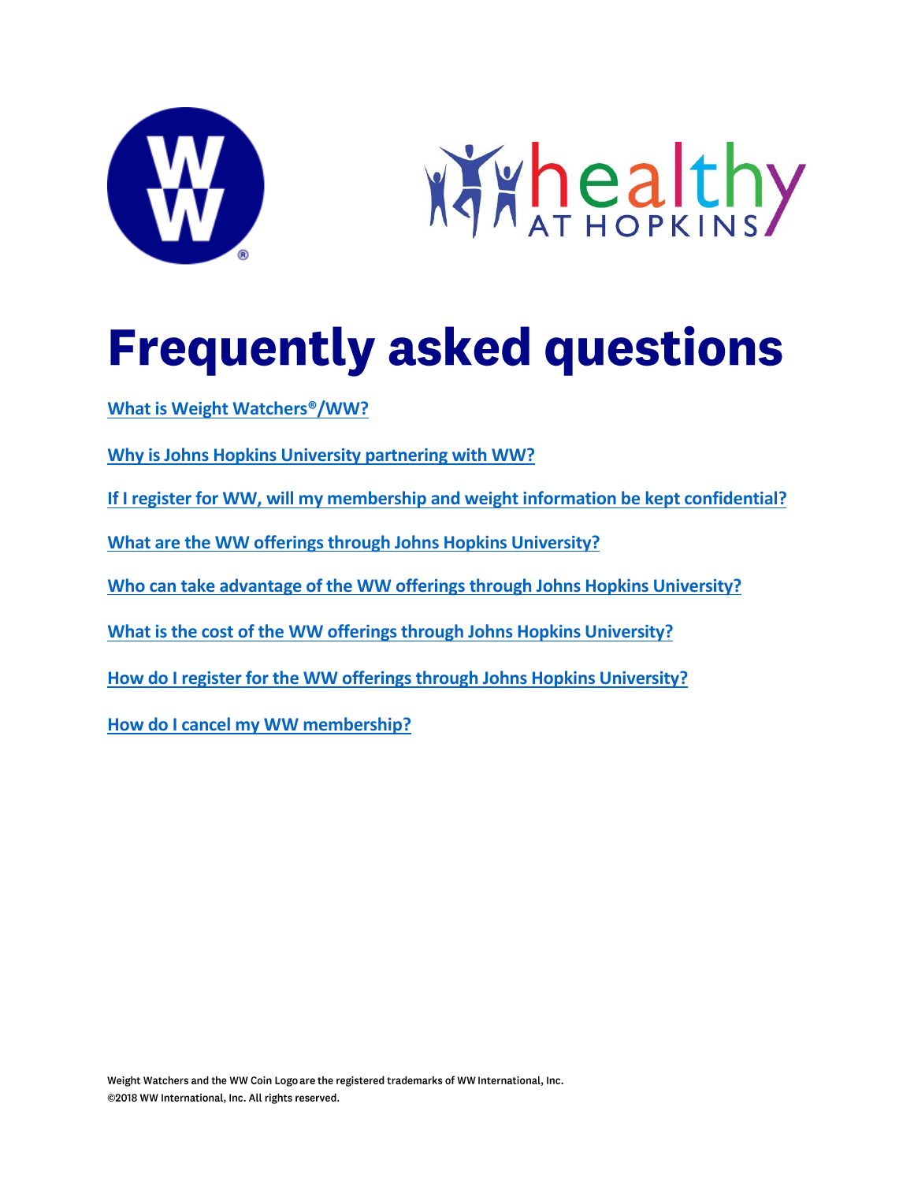# Frequently asked questions

[What is Weight Watchers®/WW?]

[Why is Johns Hopkins University partnering with WW?]

[If I register for WW, will my membership and weight information be kept confidential?]

[What are the WW offerings through Johns Hopkins University?]

[Who can take advantage of the WW offerings through Johns Hopkins University?]

[What is the cost of the WW offerings through Johns Hopkins University?]

[How do I register for the WW offerings through Johns Hopkins University?]

[How do I cancel my WW membership?]

Weight Watchers and the WW Coin Logo are the registered trademarks of WW International, Inc.
©2018 WW International, Inc. All rights reserved.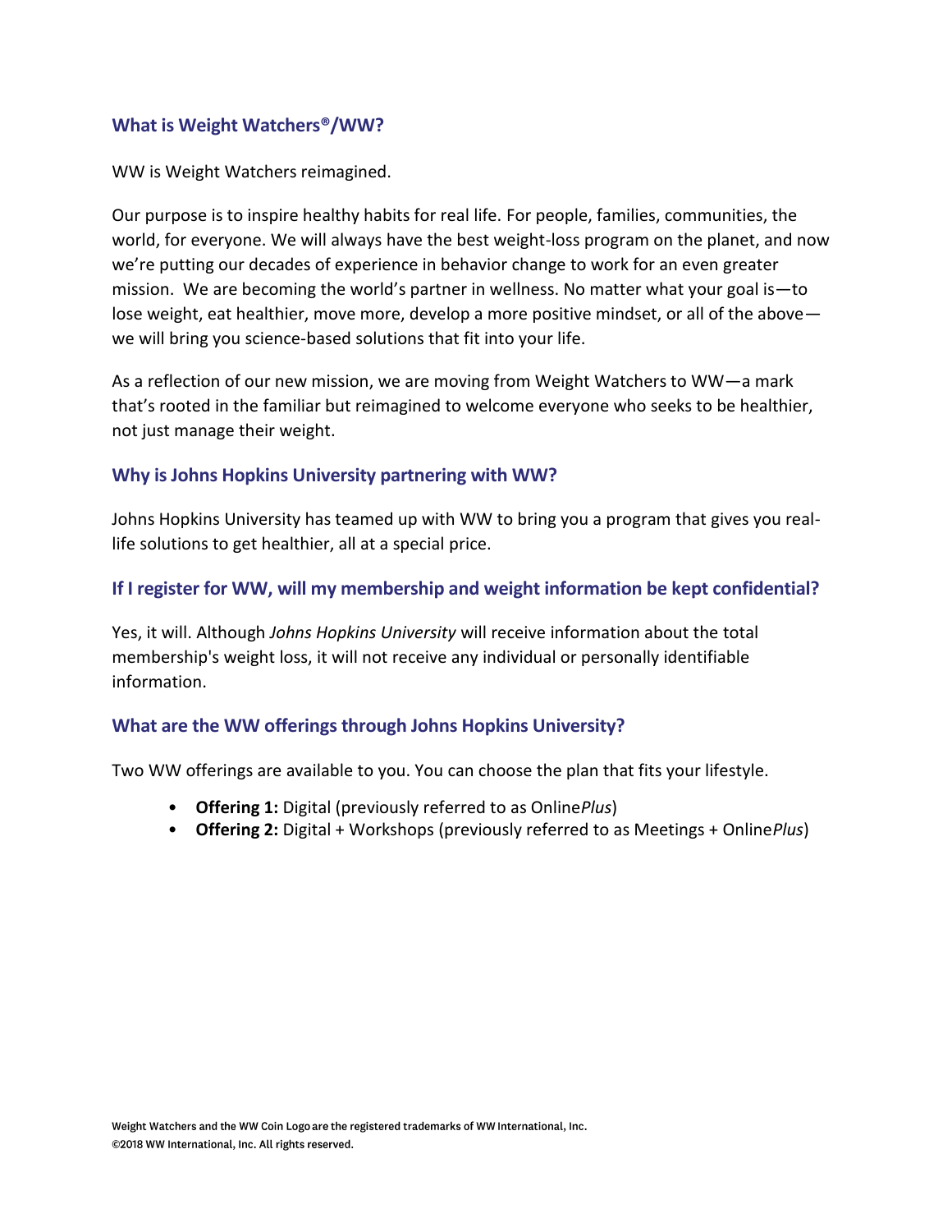### What is Weight Watchers®/WW?

WW is Weight Watchers reimagined.

Our purpose is to inspire healthy habits for real life. For people, families, communities, the world, for everyone. We will always have the best weight-loss program on the planet, and now we're putting our decades of experience in behavior change to work for an even greater mission. We are becoming the world's partner in wellness. No matter what your goal is—to lose weight, eat healthier, move more, develop a more positive mindset, or all of the above—we will bring you science-based solutions that fit into your life.

As a reflection of our new mission, we are moving from Weight Watchers to WW—a mark that's rooted in the familiar but reimagined to welcome everyone who seeks to be healthier, not just manage their weight.

### Why is Johns Hopkins University partnering with WW?

Johns Hopkins University has teamed up with WW to bring you a program that gives you real-life solutions to get healthier, all at a special price.

### If I register for WW, will my membership and weight information be kept confidential?

Yes, it will. Although *Johns Hopkins University* will receive information about the total membership's weight loss, it will not receive any individual or personally identifiable information.

### What are the WW offerings through Johns Hopkins University?

Two WW offerings are available to you. You can choose the plan that fits your lifestyle.

- **Offering 1:** Digital (previously referred to as Online*Plus*)
- **Offering 2:** Digital + Workshops (previously referred to as Meetings + Online*Plus*)

Weight Watchers and the WW Coin Logo are the registered trademarks of WW International, Inc.
©2018 WW International, Inc. All rights reserved.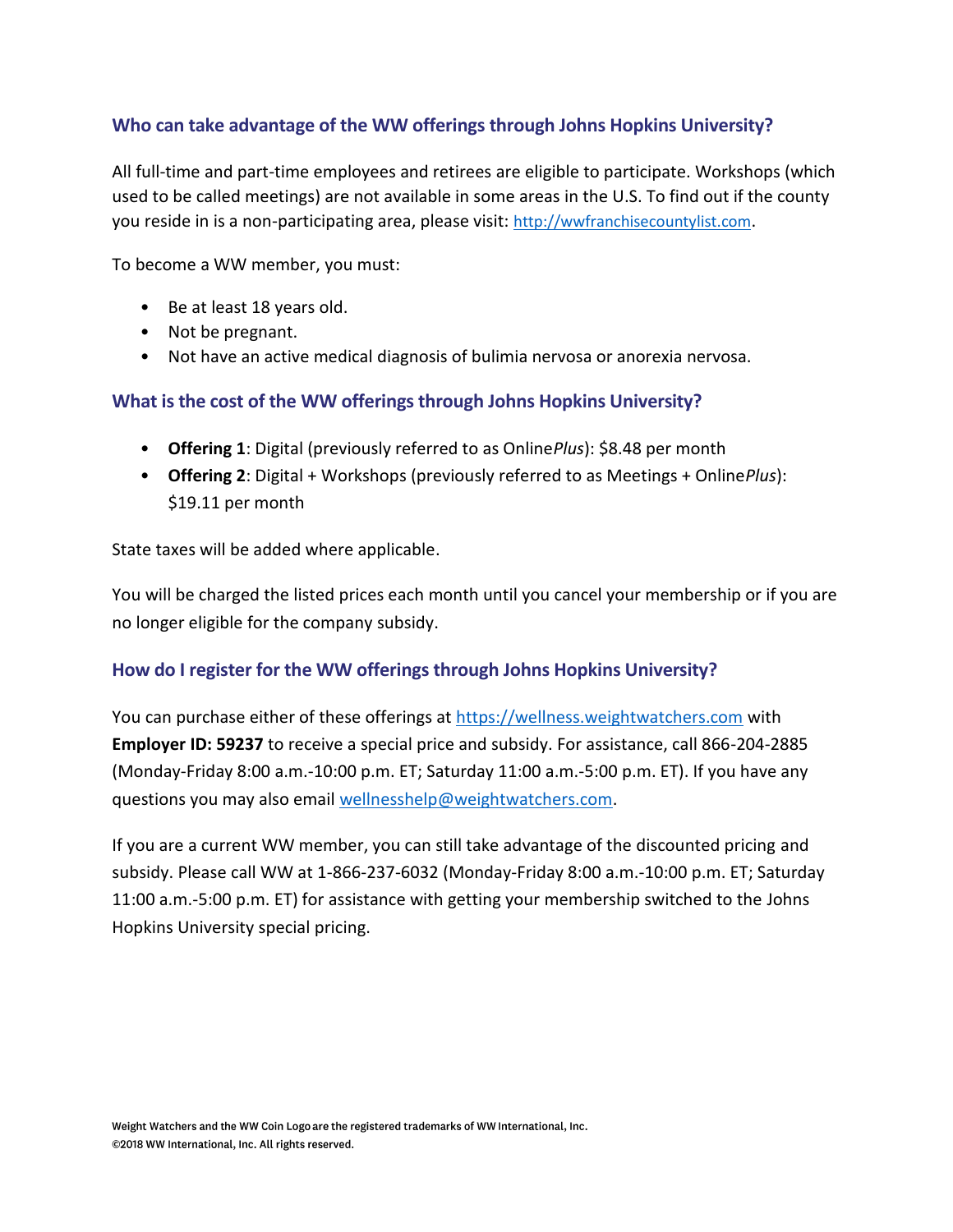## Who can take advantage of the WW offerings through Johns Hopkins University?

All full-time and part-time employees and retirees are eligible to participate. Workshops (which used to be called meetings) are not available in some areas in the U.S. To find out if the county you reside in is a non-participating area, please visit: http://wwfranchisecountylist.com.

To become a WW member, you must:

- Be at least 18 years old.
- Not be pregnant.
- Not have an active medical diagnosis of bulimia nervosa or anorexia nervosa.

## What is the cost of the WW offerings through Johns Hopkins University?

- **Offering 1**: Digital (previously referred to as Online*Plus*): $8.48 per month
- **Offering 2**: Digital + Workshops (previously referred to as Meetings + Online*Plus*): $19.11 per month

State taxes will be added where applicable.

You will be charged the listed prices each month until you cancel your membership or if you are no longer eligible for the company subsidy.

## How do I register for the WW offerings through Johns Hopkins University?

You can purchase either of these offerings at https://wellness.weightwatchers.com with **Employer ID: 59237** to receive a special price and subsidy. For assistance, call 866-204-2885 (Monday-Friday 8:00 a.m.-10:00 p.m. ET; Saturday 11:00 a.m.-5:00 p.m. ET). If you have any questions you may also email wellnesshelp@weightwatchers.com.

If you are a current WW member, you can still take advantage of the discounted pricing and subsidy. Please call WW at 1-866-237-6032 (Monday-Friday 8:00 a.m.-10:00 p.m. ET; Saturday 11:00 a.m.-5:00 p.m. ET) for assistance with getting your membership switched to the Johns Hopkins University special pricing.

Weight Watchers and the WW Coin Logo are the registered trademarks of WW International, Inc.
©2018 WW International, Inc. All rights reserved.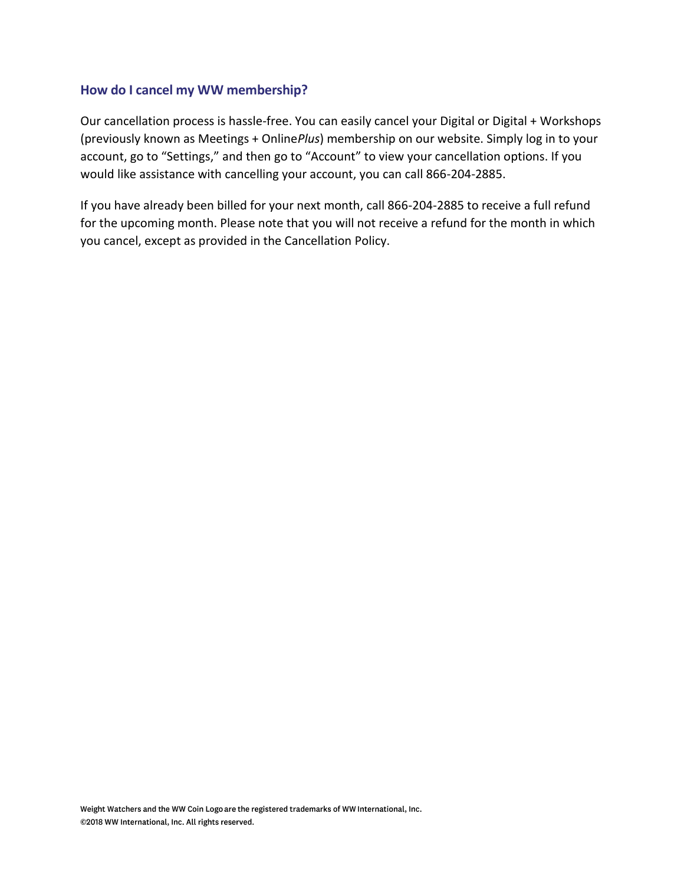### How do I cancel my WW membership?

Our cancellation process is hassle-free. You can easily cancel your Digital or Digital + Workshops (previously known as Meetings + Online*Plus*) membership on our website. Simply log in to your account, go to "Settings," and then go to "Account" to view your cancellation options. If you would like assistance with cancelling your account, you can call 866-204-2885.

If you have already been billed for your next month, call 866-204-2885 to receive a full refund for the upcoming month. Please note that you will not receive a refund for the month in which you cancel, except as provided in the Cancellation Policy.

Weight Watchers and the WW Coin Logo are the registered trademarks of WW International, Inc.
©2018 WW International, Inc. All rights reserved.